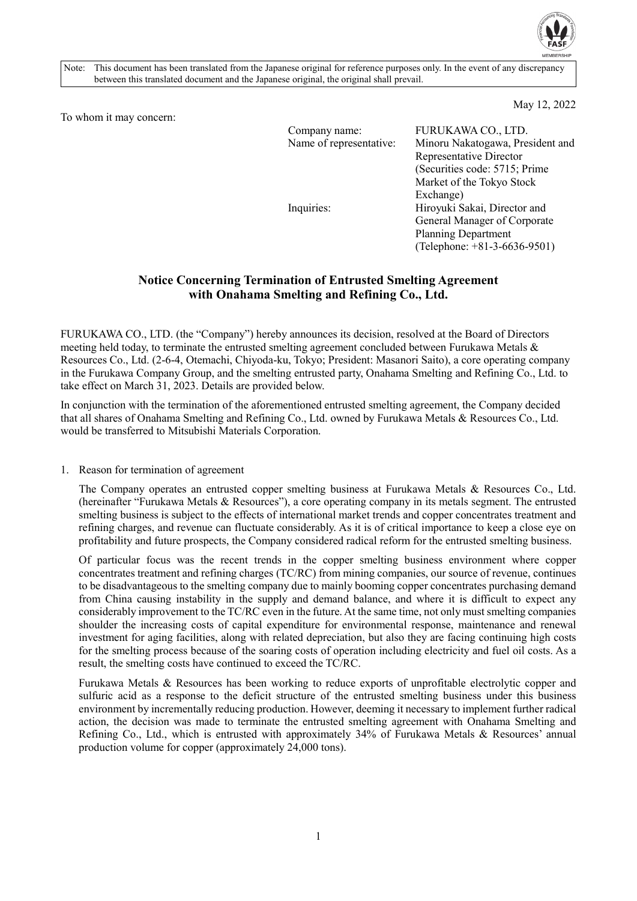Note: This document has been translated from the Japanese original for reference purposes only. In the event of any discrepancy between this translated document and the Japanese original, the original shall prevail.

May 12, 2022

To whom it may concern:

| | |
|---|---|
| Company name: | FURUKAWA CO., LTD. |
| Name of representative: | Minoru Nakatogawa, President and Representative Director (Securities code: 5715; Prime Market of the Tokyo Stock Exchange) |
| Inquiries: | Hiroyuki Sakai, Director and General Manager of Corporate Planning Department (Telephone: +81-3-6636-9501) |

## Notice Concerning Termination of Entrusted Smelting Agreement with Onahama Smelting and Refining Co., Ltd.

FURUKAWA CO., LTD. (the "Company") hereby announces its decision, resolved at the Board of Directors meeting held today, to terminate the entrusted smelting agreement concluded between Furukawa Metals & Resources Co., Ltd. (2-6-4, Otemachi, Chiyoda-ku, Tokyo; President: Masanori Saito), a core operating company in the Furukawa Company Group, and the smelting entrusted party, Onahama Smelting and Refining Co., Ltd. to take effect on March 31, 2023. Details are provided below.

In conjunction with the termination of the aforementioned entrusted smelting agreement, the Company decided that all shares of Onahama Smelting and Refining Co., Ltd. owned by Furukawa Metals & Resources Co., Ltd. would be transferred to Mitsubishi Materials Corporation.

1. Reason for termination of agreement

The Company operates an entrusted copper smelting business at Furukawa Metals & Resources Co., Ltd. (hereinafter "Furukawa Metals & Resources"), a core operating company in its metals segment. The entrusted smelting business is subject to the effects of international market trends and copper concentrates treatment and refining charges, and revenue can fluctuate considerably. As it is of critical importance to keep a close eye on profitability and future prospects, the Company considered radical reform for the entrusted smelting business.

Of particular focus was the recent trends in the copper smelting business environment where copper concentrates treatment and refining charges (TC/RC) from mining companies, our source of revenue, continues to be disadvantageous to the smelting company due to mainly booming copper concentrates purchasing demand from China causing instability in the supply and demand balance, and where it is difficult to expect any considerably improvement to the TC/RC even in the future. At the same time, not only must smelting companies shoulder the increasing costs of capital expenditure for environmental response, maintenance and renewal investment for aging facilities, along with related depreciation, but also they are facing continuing high costs for the smelting process because of the soaring costs of operation including electricity and fuel oil costs. As a result, the smelting costs have continued to exceed the TC/RC.

Furukawa Metals & Resources has been working to reduce exports of unprofitable electrolytic copper and sulfuric acid as a response to the deficit structure of the entrusted smelting business under this business environment by incrementally reducing production. However, deeming it necessary to implement further radical action, the decision was made to terminate the entrusted smelting agreement with Onahama Smelting and Refining Co., Ltd., which is entrusted with approximately 34% of Furukawa Metals & Resources' annual production volume for copper (approximately 24,000 tons).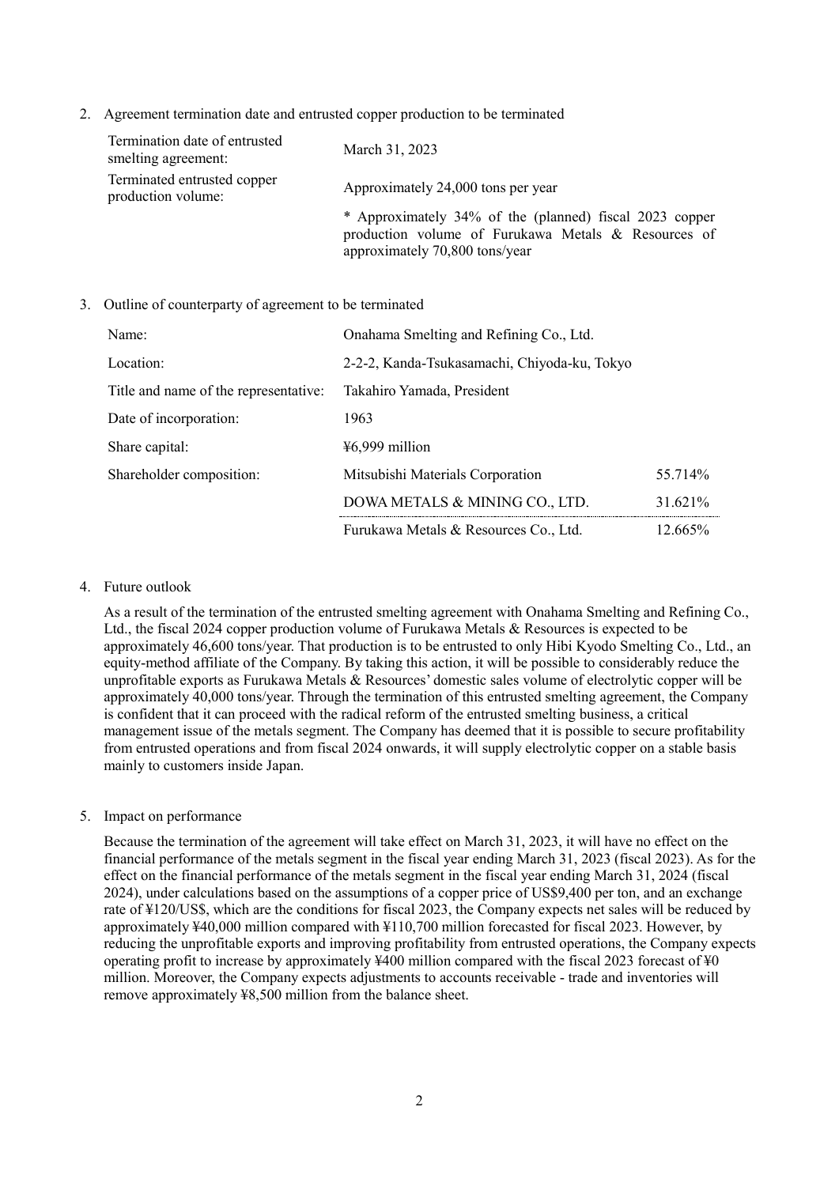2. Agreement termination date and entrusted copper production to be terminated

| | |
|---|---|
| Termination date of entrusted smelting agreement: | March 31, 2023 |
| Terminated entrusted copper production volume: | Approximately 24,000 tons per year |
| | * Approximately 34% of the (planned) fiscal 2023 copper production volume of Furukawa Metals & Resources of approximately 70,800 tons/year |

3. Outline of counterparty of agreement to be terminated

| | | |
|---|---|---|
| Name: | Onahama Smelting and Refining Co., Ltd. | |
| Location: | 2-2-2, Kanda-Tsukasamachi, Chiyoda-ku, Tokyo | |
| Title and name of the representative: | Takahiro Yamada, President | |
| Date of incorporation: | 1963 | |
| Share capital: | ¥6,999 million | |
| Shareholder composition: | Mitsubishi Materials Corporation | 55.714% |
| | DOWA METALS & MINING CO., LTD. | 31.621% |
| | Furukawa Metals & Resources Co., Ltd. | 12.665% |

4. Future outlook

As a result of the termination of the entrusted smelting agreement with Onahama Smelting and Refining Co., Ltd., the fiscal 2024 copper production volume of Furukawa Metals & Resources is expected to be approximately 46,600 tons/year. That production is to be entrusted to only Hibi Kyodo Smelting Co., Ltd., an equity-method affiliate of the Company. By taking this action, it will be possible to considerably reduce the unprofitable exports as Furukawa Metals & Resources' domestic sales volume of electrolytic copper will be approximately 40,000 tons/year. Through the termination of this entrusted smelting agreement, the Company is confident that it can proceed with the radical reform of the entrusted smelting business, a critical management issue of the metals segment. The Company has deemed that it is possible to secure profitability from entrusted operations and from fiscal 2024 onwards, it will supply electrolytic copper on a stable basis mainly to customers inside Japan.

5. Impact on performance

Because the termination of the agreement will take effect on March 31, 2023, it will have no effect on the financial performance of the metals segment in the fiscal year ending March 31, 2023 (fiscal 2023). As for the effect on the financial performance of the metals segment in the fiscal year ending March 31, 2024 (fiscal 2024), under calculations based on the assumptions of a copper price of US$9,400 per ton, and an exchange rate of ¥120/US$, which are the conditions for fiscal 2023, the Company expects net sales will be reduced by approximately ¥40,000 million compared with ¥110,700 million forecasted for fiscal 2023. However, by reducing the unprofitable exports and improving profitability from entrusted operations, the Company expects operating profit to increase by approximately ¥400 million compared with the fiscal 2023 forecast of ¥0 million. Moreover, the Company expects adjustments to accounts receivable - trade and inventories will remove approximately ¥8,500 million from the balance sheet.